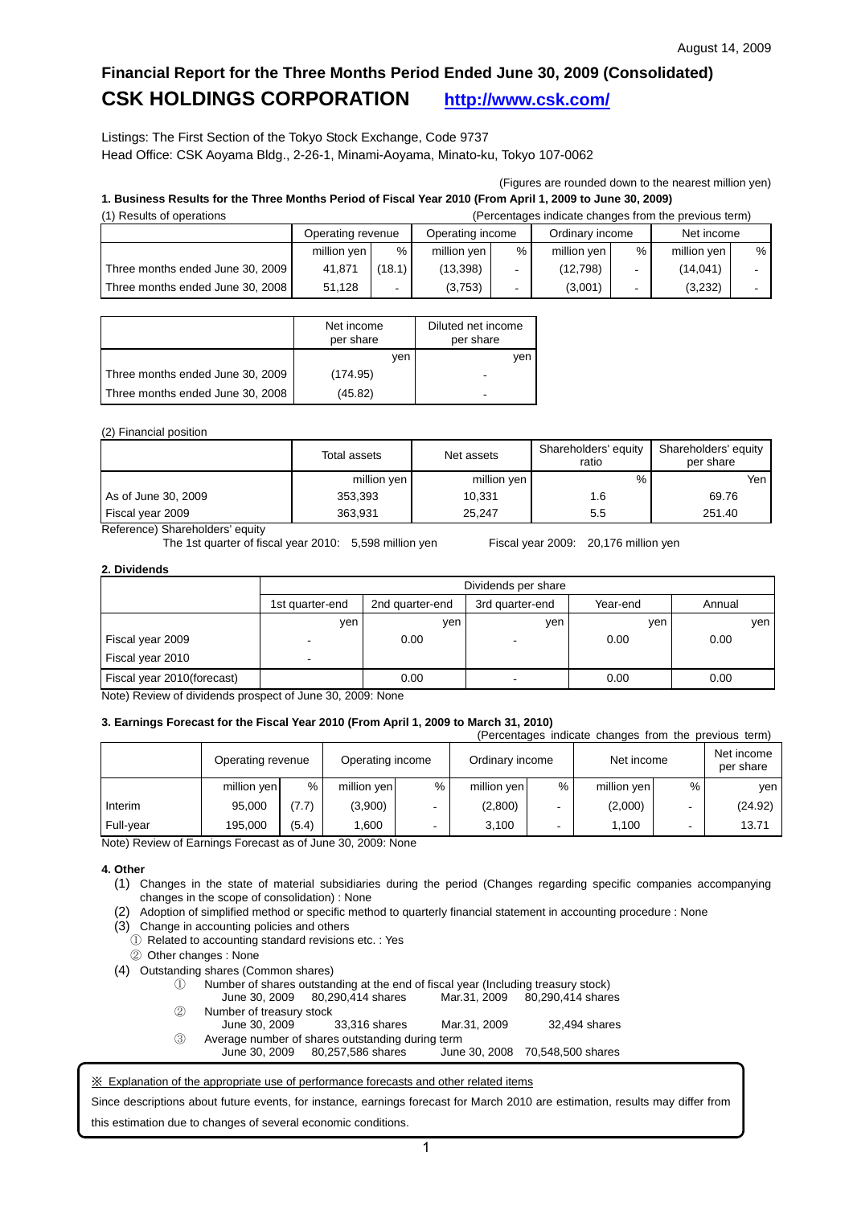August 14, 2009

# Financial Report for the Three Months Period Ended June 30, 2009 (Consolidated)

# CSK HOLDINGS CORPORATION http://www.csk.com/

Listings: The First Section of the Tokyo Stock Exchange, Code 9737
Head Office: CSK Aoyama Bldg., 2-26-1, Minami-Aoyama, Minato-ku, Tokyo 107-0062

(Figures are rounded down to the nearest million yen)

**1. Business Results for the Three Months Period of Fiscal Year 2010 (From April 1, 2009 to June 30, 2009)**

(1) Results of operations (Percentages indicate changes from the previous term)

| | Operating revenue | | Operating income | | Ordinary income | | Net income | |
|---|---|---|---|---|---|---|---|---|
| | million yen | % | million yen | % | million yen | % | million yen | % |
| Three months ended June 30, 2009 | 41,871 | (18.1) | (13,398) | - | (12,798) | - | (14,041) | - |
| Three months ended June 30, 2008 | 51,128 | - | (3,753) | - | (3,001) | - | (3,232) | - |

| | Net income per share | Diluted net income per share |
|---|---|---|
| | yen | yen |
| Three months ended June 30, 2009 | (174.95) | - |
| Three months ended June 30, 2008 | (45.82) | - |

(2) Financial position

| | Total assets | Net assets | Shareholders' equity ratio | Shareholders' equity per share |
|---|---|---|---|---|
| | million yen | million yen | % | Yen |
| As of June 30, 2009 | 353,393 | 10,331 | 1.6 | 69.76 |
| Fiscal year 2009 | 363,931 | 25,247 | 5.5 | 251.40 |

Reference) Shareholders' equity
The 1st quarter of fiscal year 2010: 5,598 million yen Fiscal year 2009: 20,176 million yen

**2. Dividends**

| | Dividends per share | | | | |
|---|---|---|---|---|---|
| | 1st quarter-end | 2nd quarter-end | 3rd quarter-end | Year-end | Annual |
| | yen | yen | yen | yen | yen |
| Fiscal year 2009 | - | 0.00 | - | 0.00 | 0.00 |
| Fiscal year 2010 | - | | | | |
| Fiscal year 2010(forecast) | | 0.00 | - | 0.00 | 0.00 |

Note) Review of dividends prospect of June 30, 2009: None

**3. Earnings Forecast for the Fiscal Year 2010 (From April 1, 2009 to March 31, 2010)**

(Percentages indicate changes from the previous term)

| | Operating revenue | | Operating income | | Ordinary income | | Net income | | Net income per share |
|---|---|---|---|---|---|---|---|---|---|
| | million yen | % | million yen | % | million yen | % | million yen | % | yen |
| Interim | 95,000 | (7.7) | (3,900) | - | (2,800) | - | (2,000) | - | (24.92) |
| Full-year | 195,000 | (5.4) | 1,600 | - | 3,100 | - | 1,100 | - | 13.71 |

Note) Review of Earnings Forecast as of June 30, 2009: None

**4. Other**

(1) Changes in the state of material subsidiaries during the period (Changes regarding specific companies accompanying changes in the scope of consolidation) : None
(2) Adoption of simplified method or specific method to quarterly financial statement in accounting procedure : None
(3) Change in accounting policies and others
① Related to accounting standard revisions etc. : Yes
② Other changes : None
(4) Outstanding shares (Common shares)
① Number of shares outstanding at the end of fiscal year (Including treasury stock)
June 30, 2009 80,290,414 shares Mar.31, 2009 80,290,414 shares
② Number of treasury stock
June 30, 2009 33,316 shares Mar.31, 2009 32,494 shares
③ Average number of shares outstanding during term
June 30, 2009 80,257,586 shares June 30, 2008 70,548,500 shares

※ Explanation of the appropriate use of performance forecasts and other related items

Since descriptions about future events, for instance, earnings forecast for March 2010 are estimation, results may differ from this estimation due to changes of several economic conditions.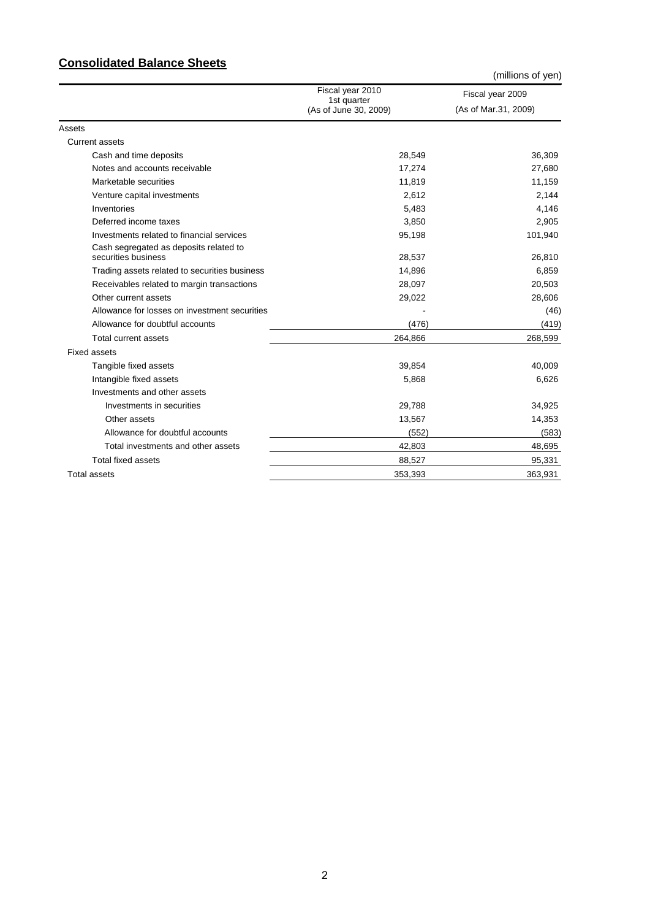## Consolidated Balance Sheets

(millions of yen)

| | Fiscal year 2010 1st quarter (As of June 30, 2009) | Fiscal year 2009 (As of Mar.31, 2009) |
|---|---|---|
| Assets | | |
| Current assets | | |
| Cash and time deposits | 28,549 | 36,309 |
| Notes and accounts receivable | 17,274 | 27,680 |
| Marketable securities | 11,819 | 11,159 |
| Venture capital investments | 2,612 | 2,144 |
| Inventories | 5,483 | 4,146 |
| Deferred income taxes | 3,850 | 2,905 |
| Investments related to financial services | 95,198 | 101,940 |
| Cash segregated as deposits related to securities business | 28,537 | 26,810 |
| Trading assets related to securities business | 14,896 | 6,859 |
| Receivables related to margin transactions | 28,097 | 20,503 |
| Other current assets | 29,022 | 28,606 |
| Allowance for losses on investment securities | - | (46) |
| Allowance for doubtful accounts | (476) | (419) |
| Total current assets | 264,866 | 268,599 |
| Fixed assets | | |
| Tangible fixed assets | 39,854 | 40,009 |
| Intangible fixed assets | 5,868 | 6,626 |
| Investments and other assets | | |
| Investments in securities | 29,788 | 34,925 |
| Other assets | 13,567 | 14,353 |
| Allowance for doubtful accounts | (552) | (583) |
| Total investments and other assets | 42,803 | 48,695 |
| Total fixed assets | 88,527 | 95,331 |
| Total assets | 353,393 | 363,931 |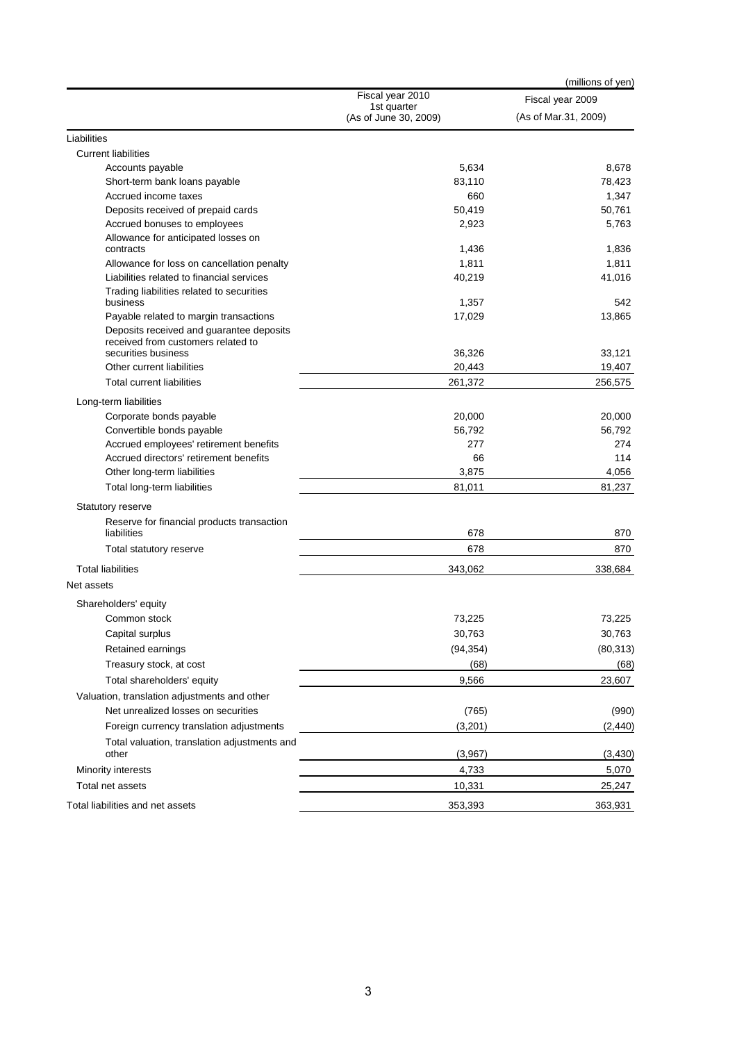(millions of yen)

| | Fiscal year 2010 1st quarter (As of June 30, 2009) | Fiscal year 2009 (As of Mar.31, 2009) |
|---|---|---|
| Liabilities | | |
| Current liabilities | | |
| Accounts payable | 5,634 | 8,678 |
| Short-term bank loans payable | 83,110 | 78,423 |
| Accrued income taxes | 660 | 1,347 |
| Deposits received of prepaid cards | 50,419 | 50,761 |
| Accrued bonuses to employees | 2,923 | 5,763 |
| Allowance for anticipated losses on contracts | 1,436 | 1,836 |
| Allowance for loss on cancellation penalty | 1,811 | 1,811 |
| Liabilities related to financial services | 40,219 | 41,016 |
| Trading liabilities related to securities business | 1,357 | 542 |
| Payable related to margin transactions | 17,029 | 13,865 |
| Deposits received and guarantee deposits received from customers related to securities business | 36,326 | 33,121 |
| Other current liabilities | 20,443 | 19,407 |
| Total current liabilities | 261,372 | 256,575 |
| Long-term liabilities | | |
| Corporate bonds payable | 20,000 | 20,000 |
| Convertible bonds payable | 56,792 | 56,792 |
| Accrued employees' retirement benefits | 277 | 274 |
| Accrued directors' retirement benefits | 66 | 114 |
| Other long-term liabilities | 3,875 | 4,056 |
| Total long-term liabilities | 81,011 | 81,237 |
| Statutory reserve | | |
| Reserve for financial products transaction liabilities | 678 | 870 |
| Total statutory reserve | 678 | 870 |
| Total liabilities | 343,062 | 338,684 |
| Net assets | | |
| Shareholders' equity | | |
| Common stock | 73,225 | 73,225 |
| Capital surplus | 30,763 | 30,763 |
| Retained earnings | (94,354) | (80,313) |
| Treasury stock, at cost | (68) | (68) |
| Total shareholders' equity | 9,566 | 23,607 |
| Valuation, translation adjustments and other | | |
| Net unrealized losses on securities | (765) | (990) |
| Foreign currency translation adjustments | (3,201) | (2,440) |
| Total valuation, translation adjustments and other | (3,967) | (3,430) |
| Minority interests | 4,733 | 5,070 |
| Total net assets | 10,331 | 25,247 |
| Total liabilities and net assets | 353,393 | 363,931 |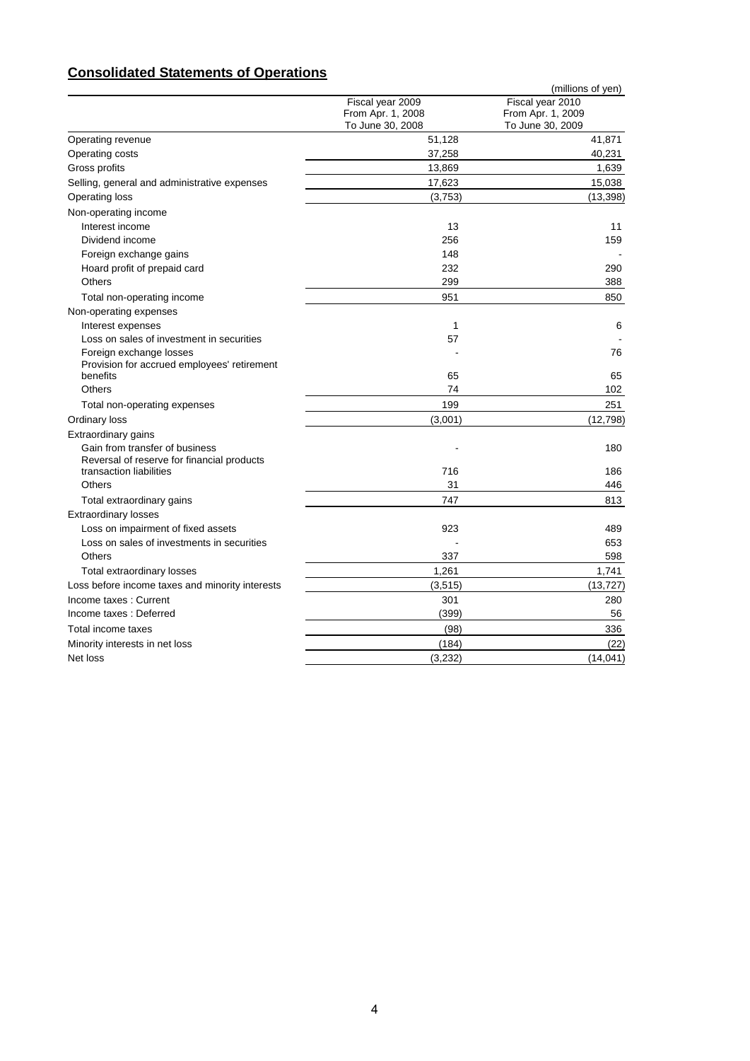## Consolidated Statements of Operations

(millions of yen)

| | Fiscal year 2009 From Apr. 1, 2008 To June 30, 2008 | Fiscal year 2010 From Apr. 1, 2009 To June 30, 2009 |
|---|---|---|
| Operating revenue | 51,128 | 41,871 |
| Operating costs | 37,258 | 40,231 |
| Gross profits | 13,869 | 1,639 |
| Selling, general and administrative expenses | 17,623 | 15,038 |
| Operating loss | (3,753) | (13,398) |
| Non-operating income | | |
| Interest income | 13 | 11 |
| Dividend income | 256 | 159 |
| Foreign exchange gains | 148 | - |
| Hoard profit of prepaid card | 232 | 290 |
| Others | 299 | 388 |
| Total non-operating income | 951 | 850 |
| Non-operating expenses | | |
| Interest expenses | 1 | 6 |
| Loss on sales of investment in securities | 57 | - |
| Foreign exchange losses | - | 76 |
| Provision for accrued employees' retirement benefits | 65 | 65 |
| Others | 74 | 102 |
| Total non-operating expenses | 199 | 251 |
| Ordinary loss | (3,001) | (12,798) |
| Extraordinary gains | | |
| Gain from transfer of business | - | 180 |
| Reversal of reserve for financial products transaction liabilities | 716 | 186 |
| Others | 31 | 446 |
| Total extraordinary gains | 747 | 813 |
| Extraordinary losses | | |
| Loss on impairment of fixed assets | 923 | 489 |
| Loss on sales of investments in securities | - | 653 |
| Others | 337 | 598 |
| Total extraordinary losses | 1,261 | 1,741 |
| Loss before income taxes and minority interests | (3,515) | (13,727) |
| Income taxes : Current | 301 | 280 |
| Income taxes : Deferred | (399) | 56 |
| Total income taxes | (98) | 336 |
| Minority interests in net loss | (184) | (22) |
| Net loss | (3,232) | (14,041) |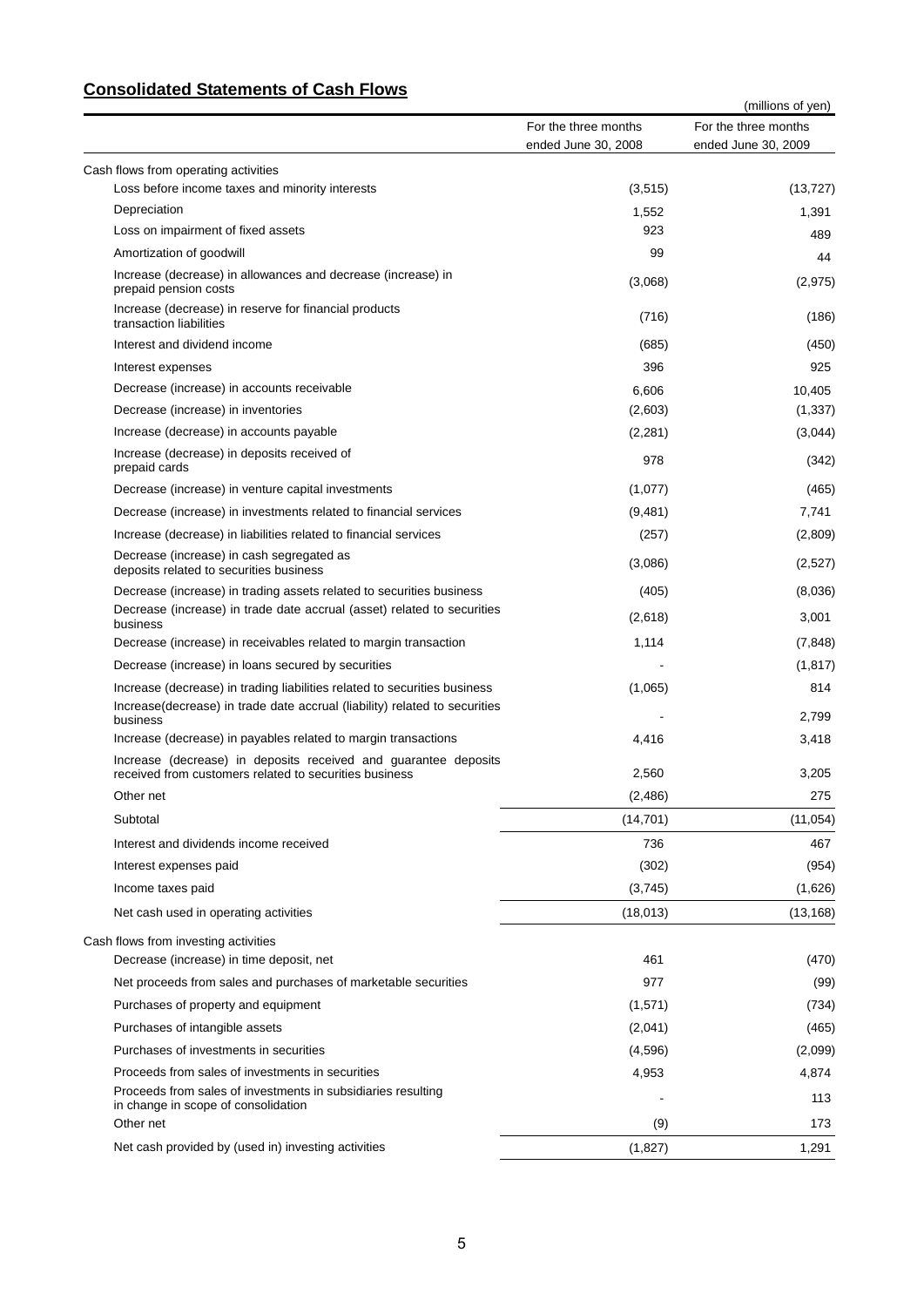## **Consolidated Statements of Cash Flows**

(millions of yen)

| | For the three months ended June 30, 2008 | For the three months ended June 30, 2009 |
|---|---|---|
| Cash flows from operating activities | | |
| Loss before income taxes and minority interests | (3,515) | (13,727) |
| Depreciation | 1,552 | 1,391 |
| Loss on impairment of fixed assets | 923 | 489 |
| Amortization of goodwill | 99 | 44 |
| Increase (decrease) in allowances and decrease (increase) in prepaid pension costs | (3,068) | (2,975) |
| Increase (decrease) in reserve for financial products transaction liabilities | (716) | (186) |
| Interest and dividend income | (685) | (450) |
| Interest expenses | 396 | 925 |
| Decrease (increase) in accounts receivable | 6,606 | 10,405 |
| Decrease (increase) in inventories | (2,603) | (1,337) |
| Increase (decrease) in accounts payable | (2,281) | (3,044) |
| Increase (decrease) in deposits received of prepaid cards | 978 | (342) |
| Decrease (increase) in venture capital investments | (1,077) | (465) |
| Decrease (increase) in investments related to financial services | (9,481) | 7,741 |
| Increase (decrease) in liabilities related to financial services | (257) | (2,809) |
| Decrease (increase) in cash segregated as deposits related to securities business | (3,086) | (2,527) |
| Decrease (increase) in trading assets related to securities business | (405) | (8,036) |
| Decrease (increase) in trade date accrual (asset) related to securities business | (2,618) | 3,001 |
| Decrease (increase) in receivables related to margin transaction | 1,114 | (7,848) |
| Decrease (increase) in loans secured by securities | - | (1,817) |
| Increase (decrease) in trading liabilities related to securities business | (1,065) | 814 |
| Increase(decrease) in trade date accrual (liability) related to securities business | - | 2,799 |
| Increase (decrease) in payables related to margin transactions | 4,416 | 3,418 |
| Increase (decrease) in deposits received and guarantee deposits received from customers related to securities business | 2,560 | 3,205 |
| Other net | (2,486) | 275 |
| Subtotal | (14,701) | (11,054) |
| Interest and dividends income received | 736 | 467 |
| Interest expenses paid | (302) | (954) |
| Income taxes paid | (3,745) | (1,626) |
| Net cash used in operating activities | (18,013) | (13,168) |
| Cash flows from investing activities | | |
| Decrease (increase) in time deposit, net | 461 | (470) |
| Net proceeds from sales and purchases of marketable securities | 977 | (99) |
| Purchases of property and equipment | (1,571) | (734) |
| Purchases of intangible assets | (2,041) | (465) |
| Purchases of investments in securities | (4,596) | (2,099) |
| Proceeds from sales of investments in securities | 4,953 | 4,874 |
| Proceeds from sales of investments in subsidiaries resulting in change in scope of consolidation | - | 113 |
| Other net | (9) | 173 |
| Net cash provided by (used in) investing activities | (1,827) | 1,291 |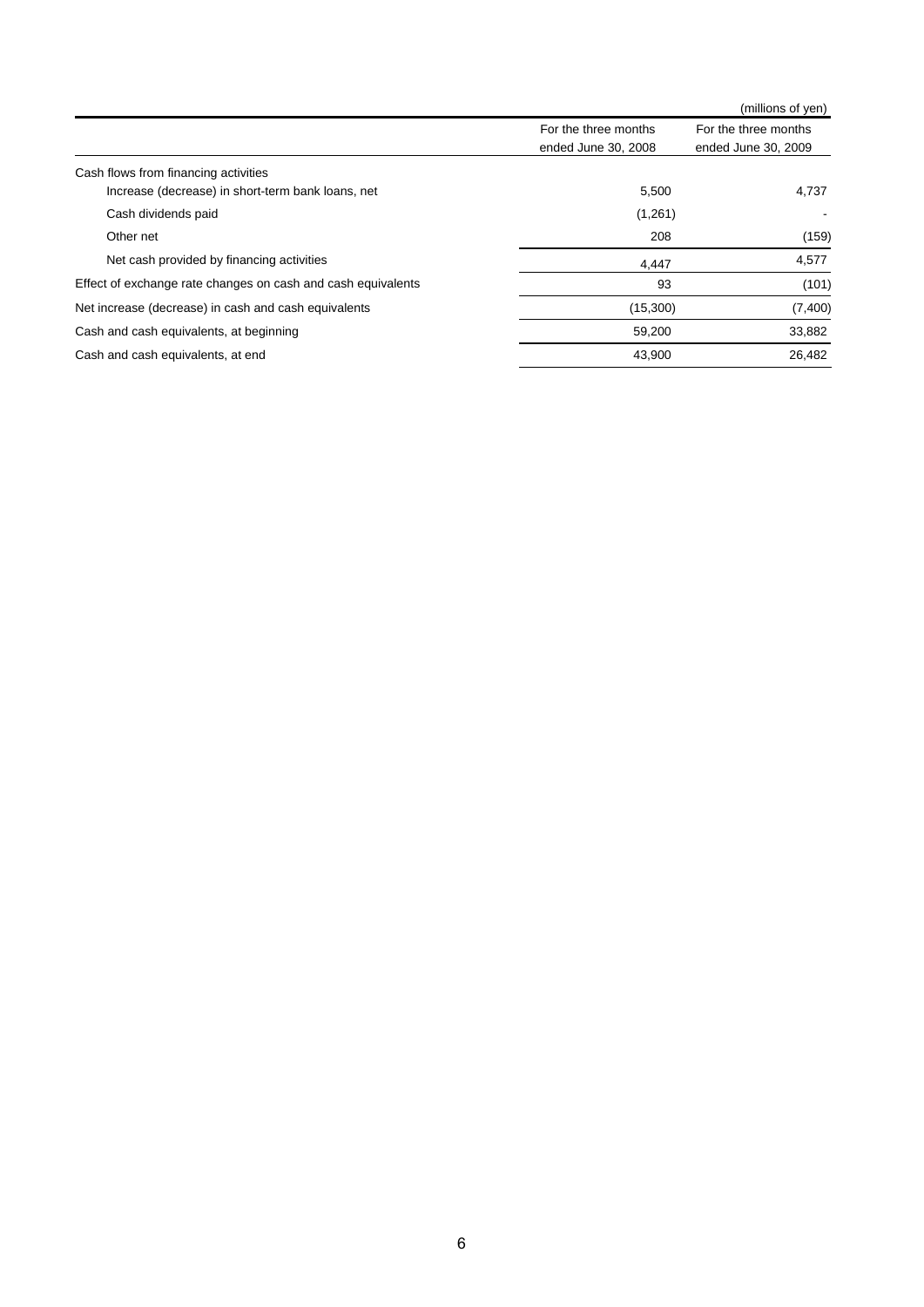(millions of yen)

| | For the three months ended June 30, 2008 | For the three months ended June 30, 2009 |
|---|---|---|
| Cash flows from financing activities | | |
| Increase (decrease) in short-term bank loans, net | 5,500 | 4,737 |
| Cash dividends paid | (1,261) | - |
| Other net | 208 | (159) |
| Net cash provided by financing activities | 4,447 | 4,577 |
| Effect of exchange rate changes on cash and cash equivalents | 93 | (101) |
| Net increase (decrease) in cash and cash equivalents | (15,300) | (7,400) |
| Cash and cash equivalents, at beginning | 59,200 | 33,882 |
| Cash and cash equivalents, at end | 43,900 | 26,482 |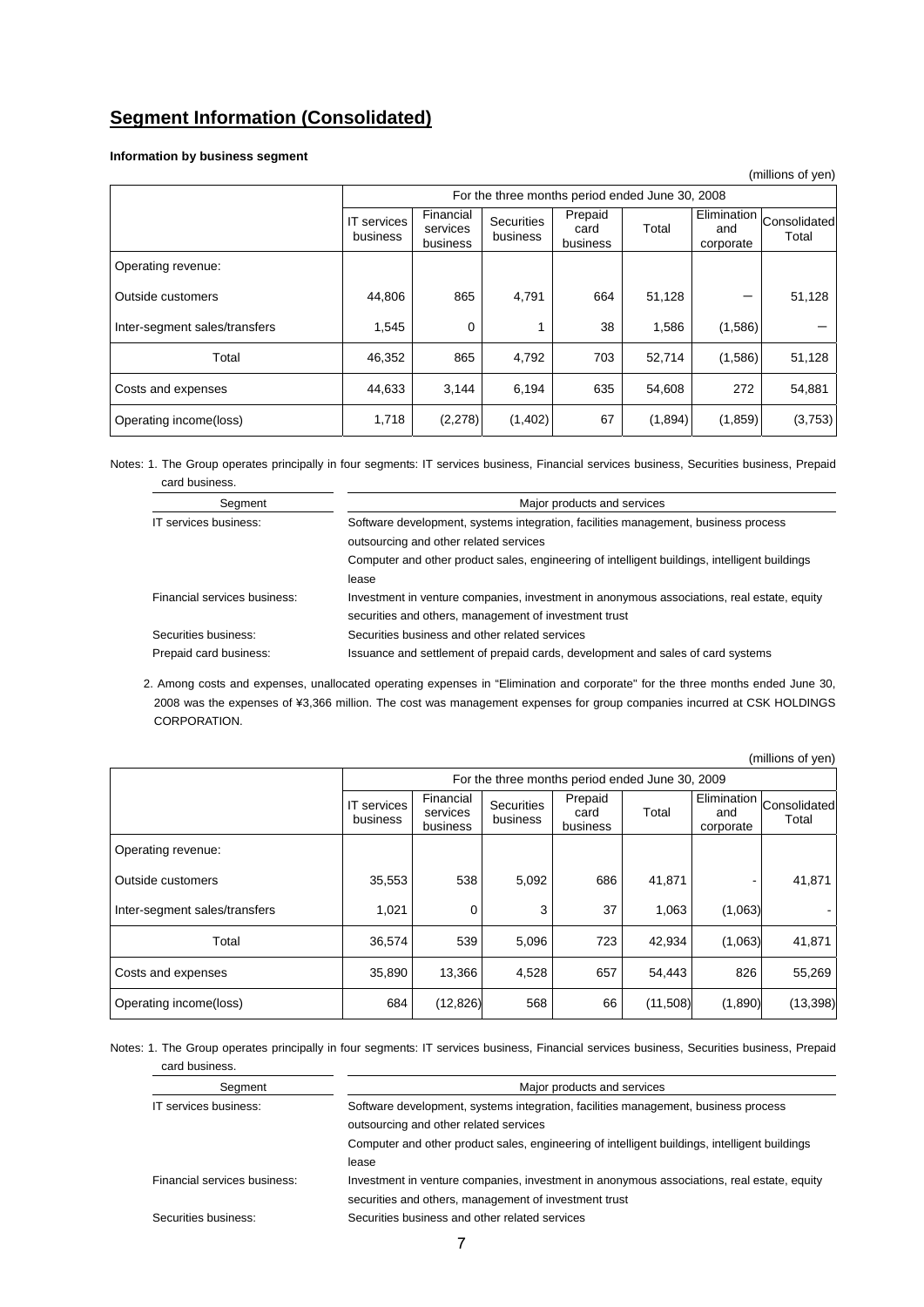# Segment Information (Consolidated)

**Information by business segment**

(millions of yen)

| | For the three months period ended June 30, 2008 | | | | | | |
|---|---|---|---|---|---|---|---|
| | IT services business | Financial services business | Securities business | Prepaid card business | Total | Elimination and corporate | Consolidated Total |
| Operating revenue: | | | | | | | |
| Outside customers | 44,806 | 865 | 4,791 | 664 | 51,128 | — | 51,128 |
| Inter-segment sales/transfers | 1,545 | 0 | 1 | 38 | 1,586 | (1,586) | — |
| Total | 46,352 | 865 | 4,792 | 703 | 52,714 | (1,586) | 51,128 |
| Costs and expenses | 44,633 | 3,144 | 6,194 | 635 | 54,608 | 272 | 54,881 |
| Operating income(loss) | 1,718 | (2,278) | (1,402) | 67 | (1,894) | (1,859) | (3,753) |

Notes: 1. The Group operates principally in four segments: IT services business, Financial services business, Securities business, Prepaid card business.

| Segment | Major products and services |
|---|---|
| IT services business: | Software development, systems integration, facilities management, business process outsourcing and other related services<br>Computer and other product sales, engineering of intelligent buildings, intelligent buildings lease |
| Financial services business: | Investment in venture companies, investment in anonymous associations, real estate, equity securities and others, management of investment trust |
| Securities business: | Securities business and other related services |
| Prepaid card business: | Issuance and settlement of prepaid cards, development and sales of card systems |

2. Among costs and expenses, unallocated operating expenses in "Elimination and corporate" for the three months ended June 30, 2008 was the expenses of ¥3,366 million. The cost was management expenses for group companies incurred at CSK HOLDINGS CORPORATION.

(millions of yen)

| | For the three months period ended June 30, 2009 | | | | | | |
|---|---|---|---|---|---|---|---|
| | IT services business | Financial services business | Securities business | Prepaid card business | Total | Elimination and corporate | Consolidated Total |
| Operating revenue: | | | | | | | |
| Outside customers | 35,553 | 538 | 5,092 | 686 | 41,871 | - | 41,871 |
| Inter-segment sales/transfers | 1,021 | 0 | 3 | 37 | 1,063 | (1,063) | - |
| Total | 36,574 | 539 | 5,096 | 723 | 42,934 | (1,063) | 41,871 |
| Costs and expenses | 35,890 | 13,366 | 4,528 | 657 | 54,443 | 826 | 55,269 |
| Operating income(loss) | 684 | (12,826) | 568 | 66 | (11,508) | (1,890) | (13,398) |

Notes: 1. The Group operates principally in four segments: IT services business, Financial services business, Securities business, Prepaid card business.

| Segment | Major products and services |
|---|---|
| IT services business: | Software development, systems integration, facilities management, business process outsourcing and other related services<br>Computer and other product sales, engineering of intelligent buildings, intelligent buildings lease |
| Financial services business: | Investment in venture companies, investment in anonymous associations, real estate, equity securities and others, management of investment trust |
| Securities business: | Securities business and other related services |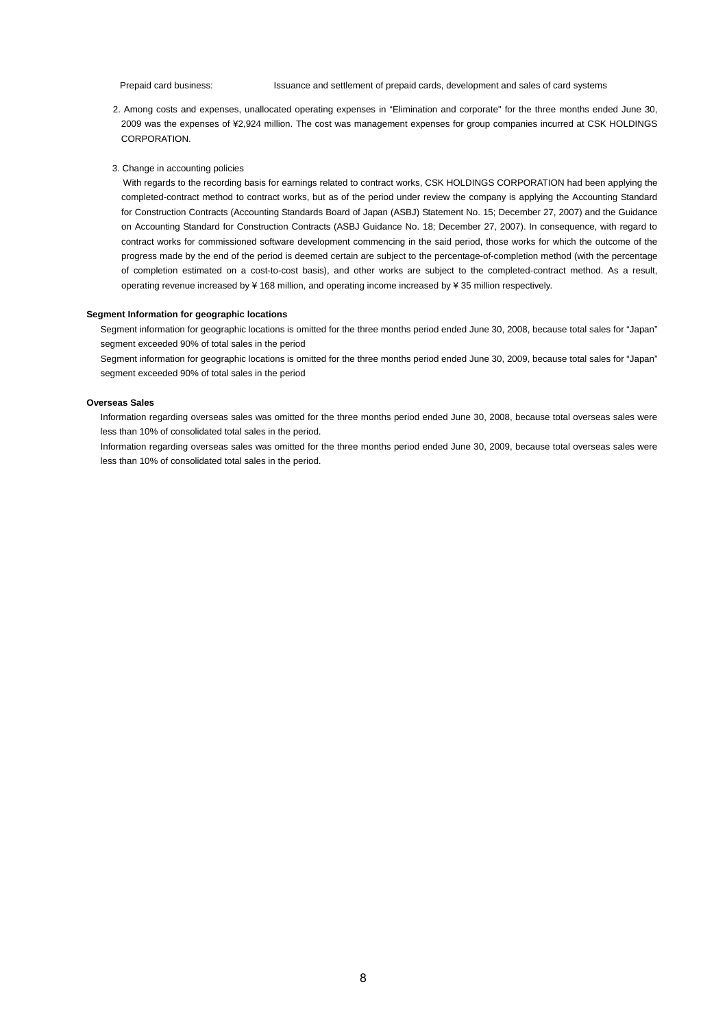Prepaid card business: Issuance and settlement of prepaid cards, development and sales of card systems

2. Among costs and expenses, unallocated operating expenses in "Elimination and corporate" for the three months ended June 30, 2009 was the expenses of ¥2,924 million. The cost was management expenses for group companies incurred at CSK HOLDINGS CORPORATION.

3. Change in accounting policies

With regards to the recording basis for earnings related to contract works, CSK HOLDINGS CORPORATION had been applying the completed-contract method to contract works, but as of the period under review the company is applying the Accounting Standard for Construction Contracts (Accounting Standards Board of Japan (ASBJ) Statement No. 15; December 27, 2007) and the Guidance on Accounting Standard for Construction Contracts (ASBJ Guidance No. 18; December 27, 2007). In consequence, with regard to contract works for commissioned software development commencing in the said period, those works for which the outcome of the progress made by the end of the period is deemed certain are subject to the percentage-of-completion method (with the percentage of completion estimated on a cost-to-cost basis), and other works are subject to the completed-contract method. As a result, operating revenue increased by ¥ 168 million, and operating income increased by ¥ 35 million respectively.

**Segment Information for geographic locations**

Segment information for geographic locations is omitted for the three months period ended June 30, 2008, because total sales for "Japan" segment exceeded 90% of total sales in the period

Segment information for geographic locations is omitted for the three months period ended June 30, 2009, because total sales for "Japan" segment exceeded 90% of total sales in the period

**Overseas Sales**

Information regarding overseas sales was omitted for the three months period ended June 30, 2008, because total overseas sales were less than 10% of consolidated total sales in the period.

Information regarding overseas sales was omitted for the three months period ended June 30, 2009, because total overseas sales were less than 10% of consolidated total sales in the period.